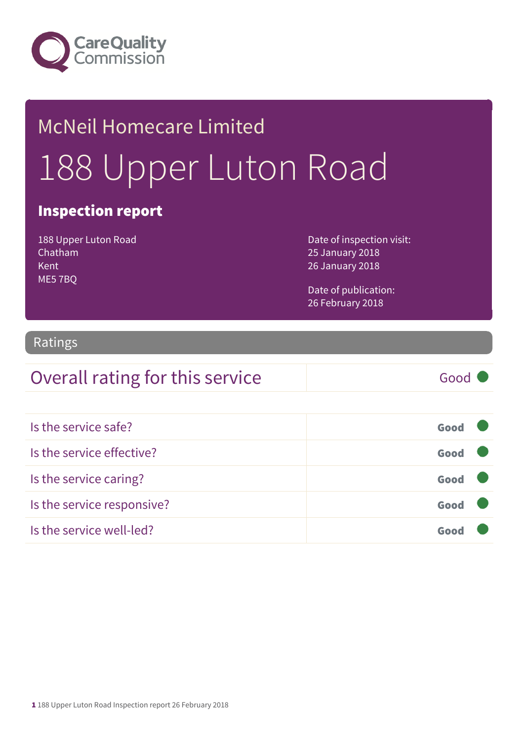Care Quality Commission

# McNeil Homecare Limited

# 188 Upper Luton Road

## Inspection report

188 Upper Luton Road
Chatham
Kent
ME5 7BQ

Date of inspection visit:
25 January 2018
26 January 2018

Date of publication:
26 February 2018

## Ratings

| Overall rating for this service | Good |
|---|---|

| | |
|---|---|
| Is the service safe? | **Good** |
| Is the service effective? | **Good** |
| Is the service caring? | **Good** |
| Is the service responsive? | **Good** |
| Is the service well-led? | **Good** |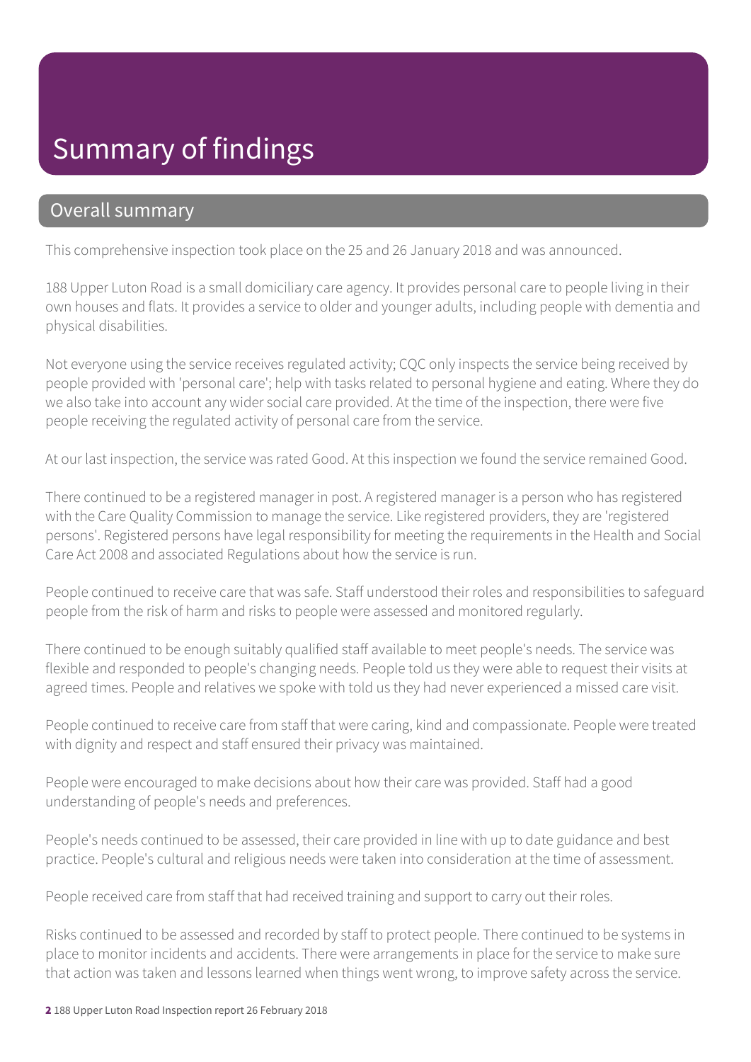# Summary of findings

## Overall summary

This comprehensive inspection took place on the 25 and 26 January 2018 and was announced.

188 Upper Luton Road is a small domiciliary care agency. It provides personal care to people living in their own houses and flats. It provides a service to older and younger adults, including people with dementia and physical disabilities.

Not everyone using the service receives regulated activity; CQC only inspects the service being received by people provided with 'personal care'; help with tasks related to personal hygiene and eating. Where they do we also take into account any wider social care provided. At the time of the inspection, there were five people receiving the regulated activity of personal care from the service.

At our last inspection, the service was rated Good. At this inspection we found the service remained Good.

There continued to be a registered manager in post. A registered manager is a person who has registered with the Care Quality Commission to manage the service. Like registered providers, they are 'registered persons'. Registered persons have legal responsibility for meeting the requirements in the Health and Social Care Act 2008 and associated Regulations about how the service is run.

People continued to receive care that was safe. Staff understood their roles and responsibilities to safeguard people from the risk of harm and risks to people were assessed and monitored regularly.

There continued to be enough suitably qualified staff available to meet people's needs. The service was flexible and responded to people's changing needs. People told us they were able to request their visits at agreed times. People and relatives we spoke with told us they had never experienced a missed care visit.

People continued to receive care from staff that were caring, kind and compassionate. People were treated with dignity and respect and staff ensured their privacy was maintained.

People were encouraged to make decisions about how their care was provided. Staff had a good understanding of people's needs and preferences.

People's needs continued to be assessed, their care provided in line with up to date guidance and best practice. People's cultural and religious needs were taken into consideration at the time of assessment.

People received care from staff that had received training and support to carry out their roles.

Risks continued to be assessed and recorded by staff to protect people. There continued to be systems in place to monitor incidents and accidents. There were arrangements in place for the service to make sure that action was taken and lessons learned when things went wrong, to improve safety across the service.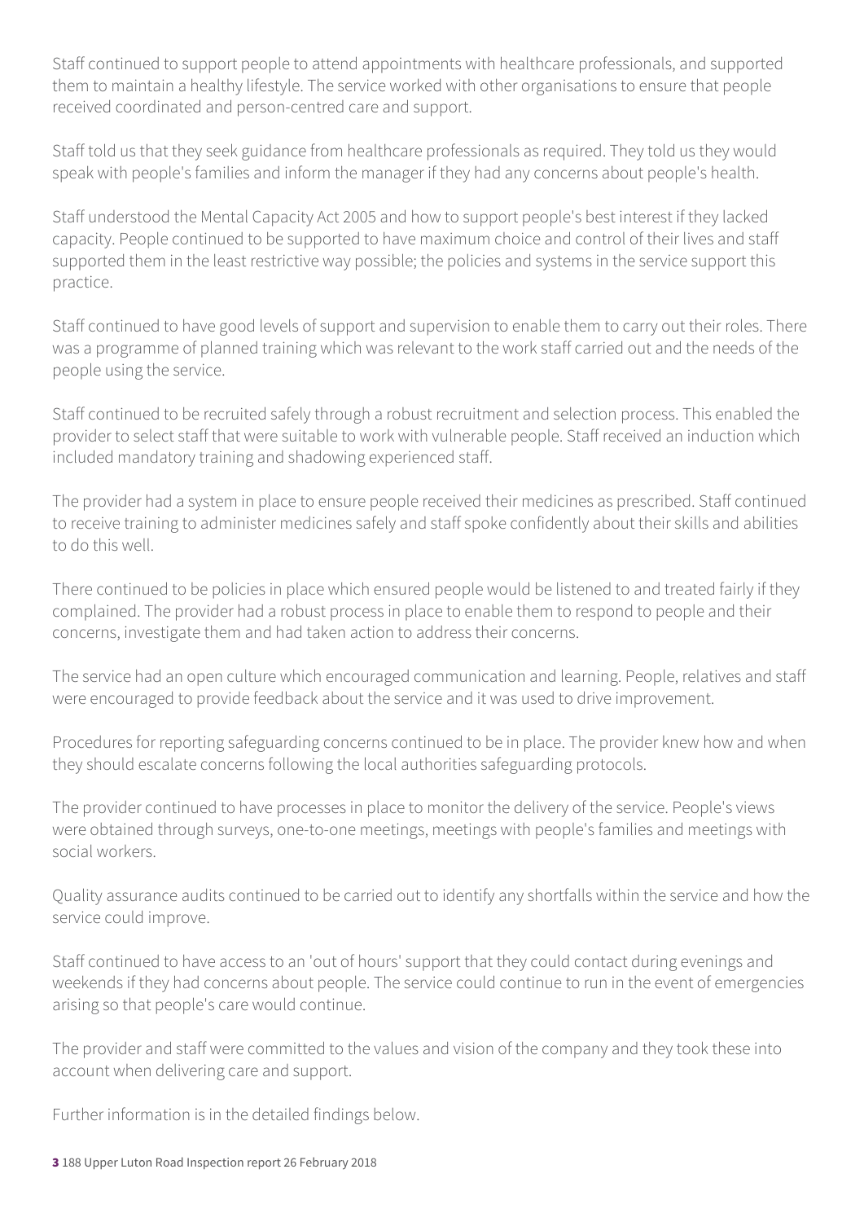Staff continued to support people to attend appointments with healthcare professionals, and supported them to maintain a healthy lifestyle. The service worked with other organisations to ensure that people received coordinated and person-centred care and support.

Staff told us that they seek guidance from healthcare professionals as required. They told us they would speak with people's families and inform the manager if they had any concerns about people's health.

Staff understood the Mental Capacity Act 2005 and how to support people's best interest if they lacked capacity. People continued to be supported to have maximum choice and control of their lives and staff supported them in the least restrictive way possible; the policies and systems in the service support this practice.

Staff continued to have good levels of support and supervision to enable them to carry out their roles. There was a programme of planned training which was relevant to the work staff carried out and the needs of the people using the service.

Staff continued to be recruited safely through a robust recruitment and selection process. This enabled the provider to select staff that were suitable to work with vulnerable people. Staff received an induction which included mandatory training and shadowing experienced staff.

The provider had a system in place to ensure people received their medicines as prescribed. Staff continued to receive training to administer medicines safely and staff spoke confidently about their skills and abilities to do this well.

There continued to be policies in place which ensured people would be listened to and treated fairly if they complained. The provider had a robust process in place to enable them to respond to people and their concerns, investigate them and had taken action to address their concerns.

The service had an open culture which encouraged communication and learning. People, relatives and staff were encouraged to provide feedback about the service and it was used to drive improvement.

Procedures for reporting safeguarding concerns continued to be in place. The provider knew how and when they should escalate concerns following the local authorities safeguarding protocols.

The provider continued to have processes in place to monitor the delivery of the service. People's views were obtained through surveys, one-to-one meetings, meetings with people's families and meetings with social workers.

Quality assurance audits continued to be carried out to identify any shortfalls within the service and how the service could improve.

Staff continued to have access to an 'out of hours' support that they could contact during evenings and weekends if they had concerns about people. The service could continue to run in the event of emergencies arising so that people's care would continue.

The provider and staff were committed to the values and vision of the company and they took these into account when delivering care and support.

Further information is in the detailed findings below.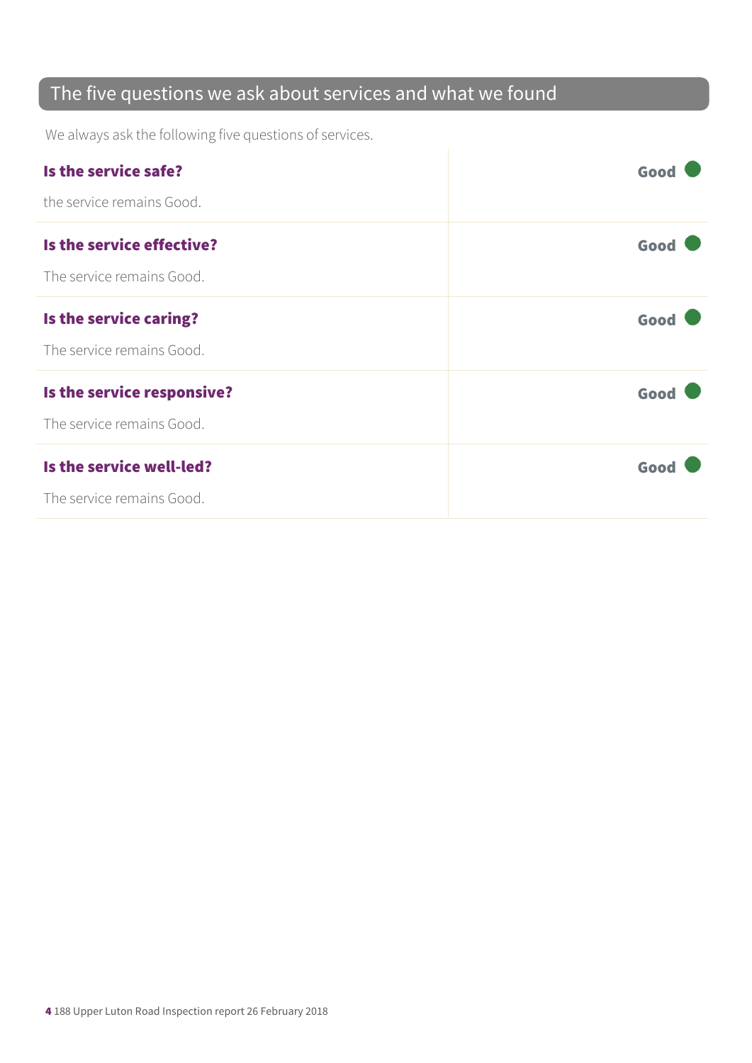## The five questions we ask about services and what we found

We always ask the following five questions of services.

| | |
|---|---|
| **Is the service safe?**<br><br>the service remains Good. | **Good** |
| **Is the service effective?**<br><br>The service remains Good. | **Good** |
| **Is the service caring?**<br><br>The service remains Good. | **Good** |
| **Is the service responsive?**<br><br>The service remains Good. | **Good** |
| **Is the service well-led?**<br><br>The service remains Good. | **Good** |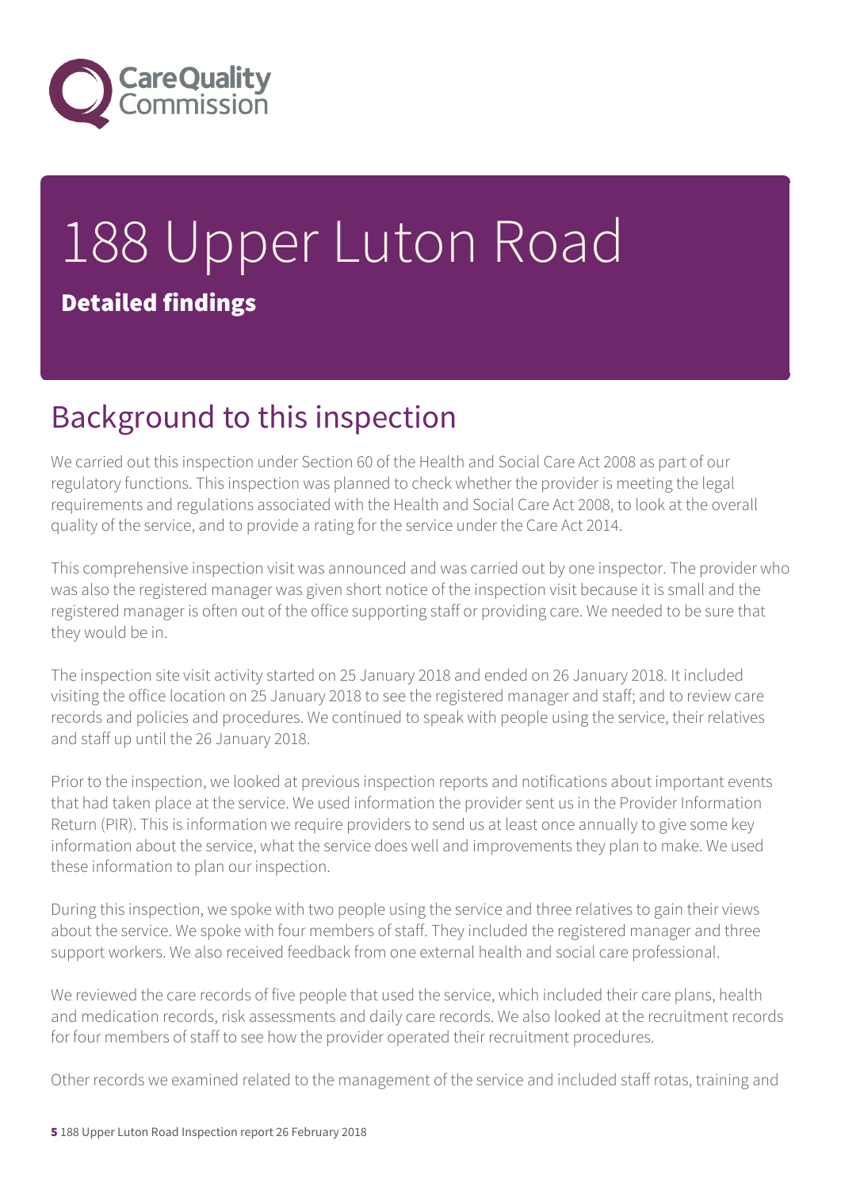# 188 Upper Luton Road

**Detailed findings**

## Background to this inspection

We carried out this inspection under Section 60 of the Health and Social Care Act 2008 as part of our regulatory functions. This inspection was planned to check whether the provider is meeting the legal requirements and regulations associated with the Health and Social Care Act 2008, to look at the overall quality of the service, and to provide a rating for the service under the Care Act 2014.

This comprehensive inspection visit was announced and was carried out by one inspector. The provider who was also the registered manager was given short notice of the inspection visit because it is small and the registered manager is often out of the office supporting staff or providing care. We needed to be sure that they would be in.

The inspection site visit activity started on 25 January 2018 and ended on 26 January 2018. It included visiting the office location on 25 January 2018 to see the registered manager and staff; and to review care records and policies and procedures. We continued to speak with people using the service, their relatives and staff up until the 26 January 2018.

Prior to the inspection, we looked at previous inspection reports and notifications about important events that had taken place at the service. We used information the provider sent us in the Provider Information Return (PIR). This is information we require providers to send us at least once annually to give some key information about the service, what the service does well and improvements they plan to make. We used these information to plan our inspection.

During this inspection, we spoke with two people using the service and three relatives to gain their views about the service. We spoke with four members of staff. They included the registered manager and three support workers. We also received feedback from one external health and social care professional.

We reviewed the care records of five people that used the service, which included their care plans, health and medication records, risk assessments and daily care records. We also looked at the recruitment records for four members of staff to see how the provider operated their recruitment procedures.

Other records we examined related to the management of the service and included staff rotas, training and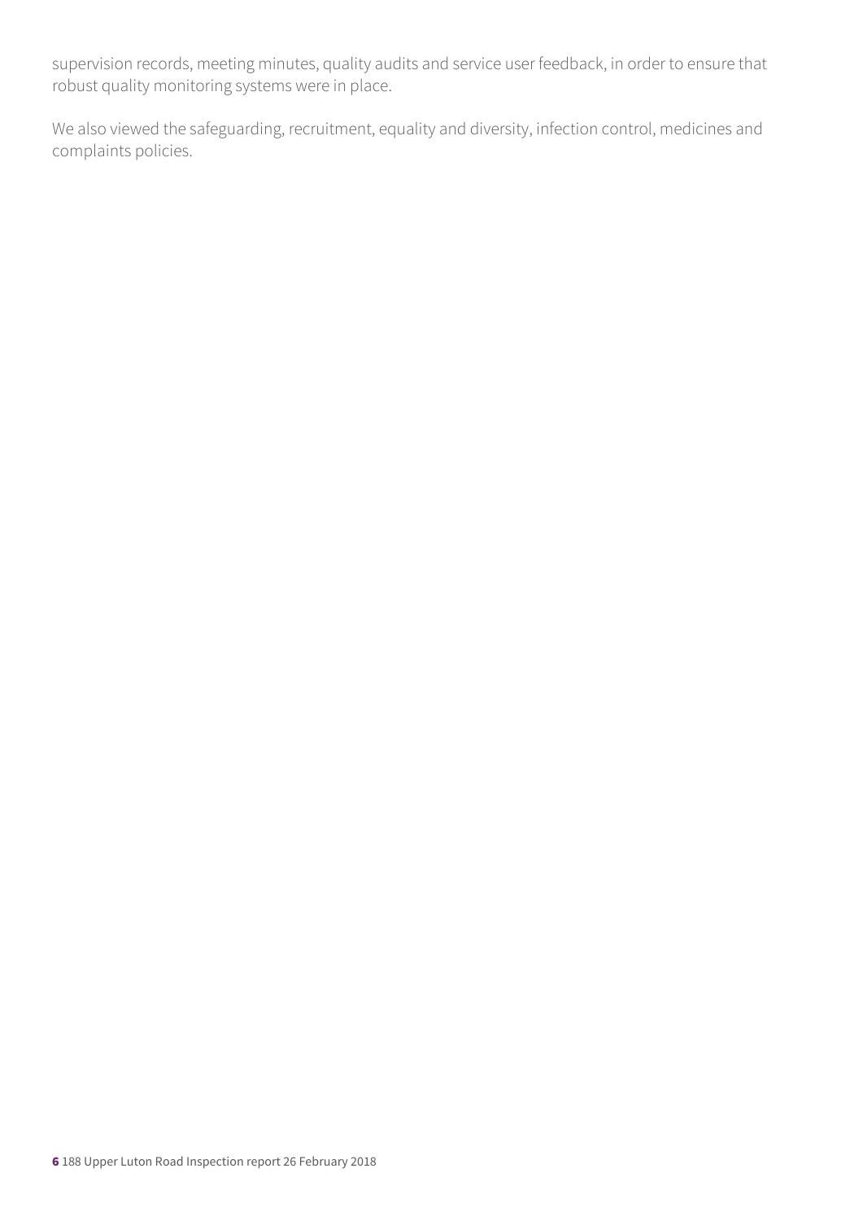supervision records, meeting minutes, quality audits and service user feedback, in order to ensure that robust quality monitoring systems were in place.

We also viewed the safeguarding, recruitment, equality and diversity, infection control, medicines and complaints policies.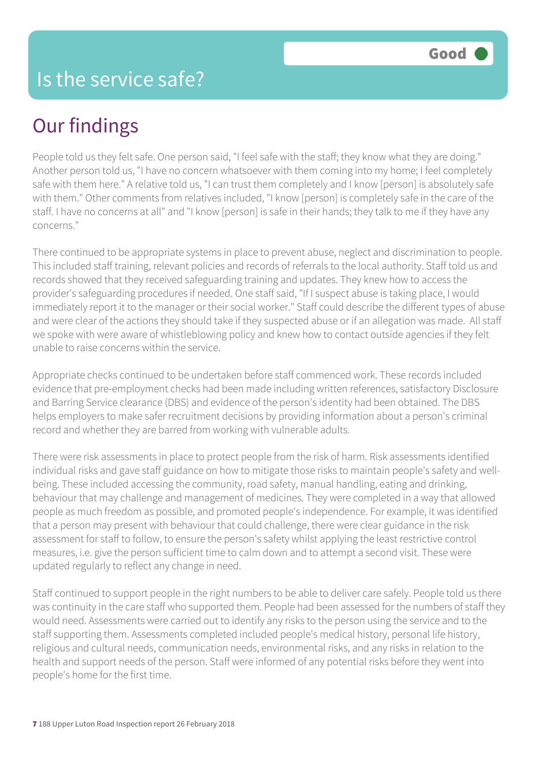# Is the service safe?

**Good**

## Our findings

People told us they felt safe. One person said, "I feel safe with the staff; they know what they are doing." Another person told us, "I have no concern whatsoever with them coming into my home; I feel completely safe with them here." A relative told us, "I can trust them completely and I know [person] is absolutely safe with them." Other comments from relatives included, "I know [person] is completely safe in the care of the staff. I have no concerns at all" and "I know [person] is safe in their hands; they talk to me if they have any concerns."

There continued to be appropriate systems in place to prevent abuse, neglect and discrimination to people. This included staff training, relevant policies and records of referrals to the local authority. Staff told us and records showed that they received safeguarding training and updates. They knew how to access the provider's safeguarding procedures if needed. One staff said, "If I suspect abuse is taking place, I would immediately report it to the manager or their social worker." Staff could describe the different types of abuse and were clear of the actions they should take if they suspected abuse or if an allegation was made. All staff we spoke with were aware of whistleblowing policy and knew how to contact outside agencies if they felt unable to raise concerns within the service.

Appropriate checks continued to be undertaken before staff commenced work. These records included evidence that pre-employment checks had been made including written references, satisfactory Disclosure and Barring Service clearance (DBS) and evidence of the person's identity had been obtained. The DBS helps employers to make safer recruitment decisions by providing information about a person's criminal record and whether they are barred from working with vulnerable adults.

There were risk assessments in place to protect people from the risk of harm. Risk assessments identified individual risks and gave staff guidance on how to mitigate those risks to maintain people's safety and well-being. These included accessing the community, road safety, manual handling, eating and drinking, behaviour that may challenge and management of medicines. They were completed in a way that allowed people as much freedom as possible, and promoted people's independence. For example, it was identified that a person may present with behaviour that could challenge, there were clear guidance in the risk assessment for staff to follow, to ensure the person's safety whilst applying the least restrictive control measures, i.e. give the person sufficient time to calm down and to attempt a second visit. These were updated regularly to reflect any change in need.

Staff continued to support people in the right numbers to be able to deliver care safely. People told us there was continuity in the care staff who supported them. People had been assessed for the numbers of staff they would need. Assessments were carried out to identify any risks to the person using the service and to the staff supporting them. Assessments completed included people's medical history, personal life history, religious and cultural needs, communication needs, environmental risks, and any risks in relation to the health and support needs of the person. Staff were informed of any potential risks before they went into people's home for the first time.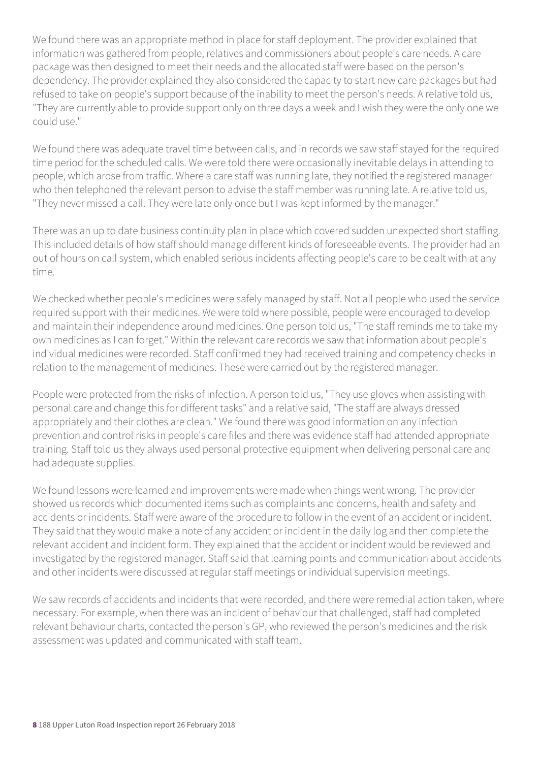We found there was an appropriate method in place for staff deployment. The provider explained that information was gathered from people, relatives and commissioners about people's care needs. A care package was then designed to meet their needs and the allocated staff were based on the person's dependency. The provider explained they also considered the capacity to start new care packages but had refused to take on people's support because of the inability to meet the person's needs. A relative told us, "They are currently able to provide support only on three days a week and I wish they were the only one we could use."

We found there was adequate travel time between calls, and in records we saw staff stayed for the required time period for the scheduled calls. We were told there were occasionally inevitable delays in attending to people, which arose from traffic. Where a care staff was running late, they notified the registered manager who then telephoned the relevant person to advise the staff member was running late. A relative told us, "They never missed a call. They were late only once but I was kept informed by the manager."

There was an up to date business continuity plan in place which covered sudden unexpected short staffing. This included details of how staff should manage different kinds of foreseeable events. The provider had an out of hours on call system, which enabled serious incidents affecting people's care to be dealt with at any time.

We checked whether people's medicines were safely managed by staff. Not all people who used the service required support with their medicines. We were told where possible, people were encouraged to develop and maintain their independence around medicines. One person told us, "The staff reminds me to take my own medicines as I can forget." Within the relevant care records we saw that information about people's individual medicines were recorded. Staff confirmed they had received training and competency checks in relation to the management of medicines. These were carried out by the registered manager.

People were protected from the risks of infection. A person told us, "They use gloves when assisting with personal care and change this for different tasks" and a relative said, "The staff are always dressed appropriately and their clothes are clean." We found there was good information on any infection prevention and control risks in people's care files and there was evidence staff had attended appropriate training. Staff told us they always used personal protective equipment when delivering personal care and had adequate supplies.

We found lessons were learned and improvements were made when things went wrong. The provider showed us records which documented items such as complaints and concerns, health and safety and accidents or incidents. Staff were aware of the procedure to follow in the event of an accident or incident. They said that they would make a note of any accident or incident in the daily log and then complete the relevant accident and incident form. They explained that the accident or incident would be reviewed and investigated by the registered manager. Staff said that learning points and communication about accidents and other incidents were discussed at regular staff meetings or individual supervision meetings.

We saw records of accidents and incidents that were recorded, and there were remedial action taken, where necessary. For example, when there was an incident of behaviour that challenged, staff had completed relevant behaviour charts, contacted the person's GP, who reviewed the person's medicines and the risk assessment was updated and communicated with staff team.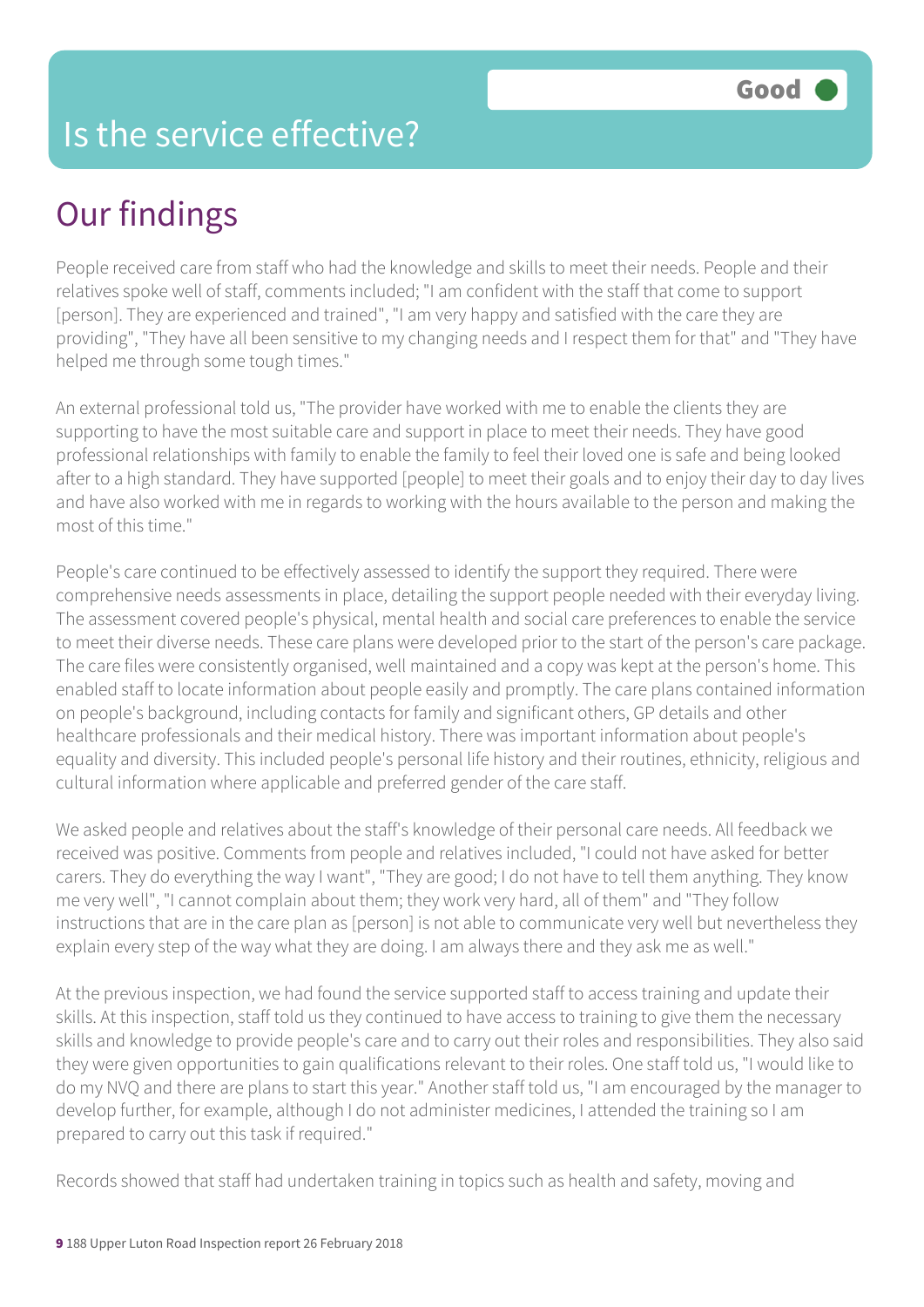# Is the service effective?

Good

## Our findings

People received care from staff who had the knowledge and skills to meet their needs. People and their relatives spoke well of staff, comments included; "I am confident with the staff that come to support [person]. They are experienced and trained", "I am very happy and satisfied with the care they are providing", "They have all been sensitive to my changing needs and I respect them for that" and "They have helped me through some tough times."

An external professional told us, "The provider have worked with me to enable the clients they are supporting to have the most suitable care and support in place to meet their needs. They have good professional relationships with family to enable the family to feel their loved one is safe and being looked after to a high standard. They have supported [people] to meet their goals and to enjoy their day to day lives and have also worked with me in regards to working with the hours available to the person and making the most of this time."

People's care continued to be effectively assessed to identify the support they required. There were comprehensive needs assessments in place, detailing the support people needed with their everyday living. The assessment covered people's physical, mental health and social care preferences to enable the service to meet their diverse needs. These care plans were developed prior to the start of the person's care package. The care files were consistently organised, well maintained and a copy was kept at the person's home. This enabled staff to locate information about people easily and promptly. The care plans contained information on people's background, including contacts for family and significant others, GP details and other healthcare professionals and their medical history. There was important information about people's equality and diversity. This included people's personal life history and their routines, ethnicity, religious and cultural information where applicable and preferred gender of the care staff.

We asked people and relatives about the staff's knowledge of their personal care needs. All feedback we received was positive. Comments from people and relatives included, "I could not have asked for better carers. They do everything the way I want", "They are good; I do not have to tell them anything. They know me very well", "I cannot complain about them; they work very hard, all of them" and "They follow instructions that are in the care plan as [person] is not able to communicate very well but nevertheless they explain every step of the way what they are doing. I am always there and they ask me as well."

At the previous inspection, we had found the service supported staff to access training and update their skills. At this inspection, staff told us they continued to have access to training to give them the necessary skills and knowledge to provide people's care and to carry out their roles and responsibilities. They also said they were given opportunities to gain qualifications relevant to their roles. One staff told us, "I would like to do my NVQ and there are plans to start this year." Another staff told us, "I am encouraged by the manager to develop further, for example, although I do not administer medicines, I attended the training so I am prepared to carry out this task if required."

Records showed that staff had undertaken training in topics such as health and safety, moving and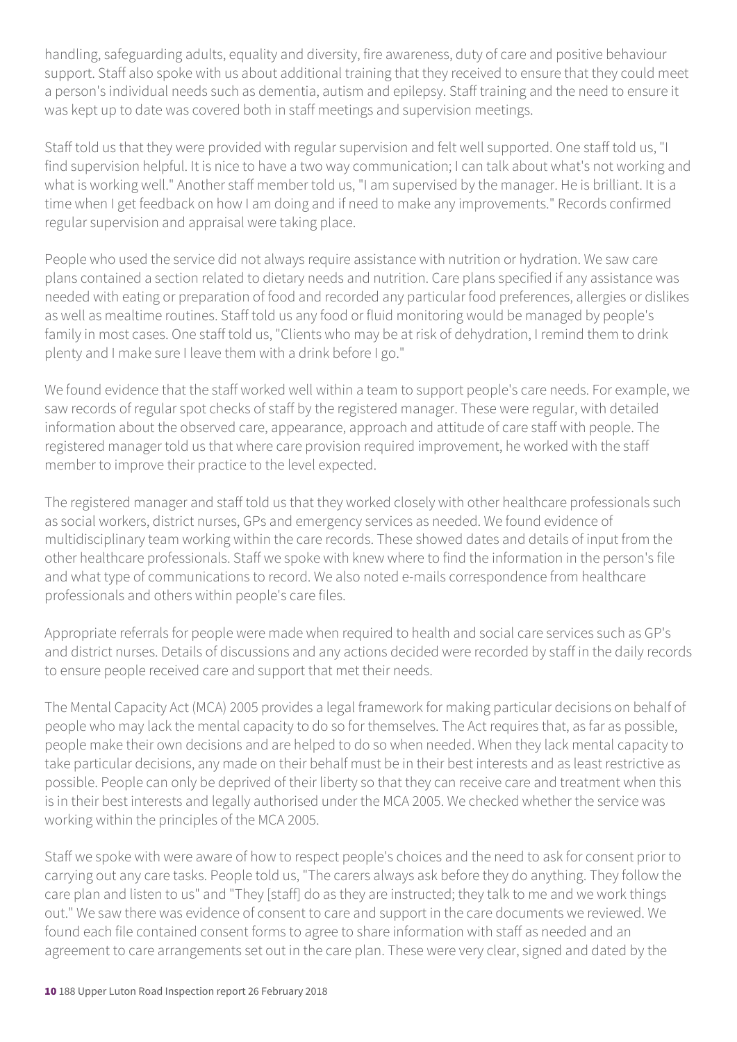handling, safeguarding adults, equality and diversity, fire awareness, duty of care and positive behaviour support. Staff also spoke with us about additional training that they received to ensure that they could meet a person's individual needs such as dementia, autism and epilepsy. Staff training and the need to ensure it was kept up to date was covered both in staff meetings and supervision meetings.

Staff told us that they were provided with regular supervision and felt well supported. One staff told us, "I find supervision helpful. It is nice to have a two way communication; I can talk about what's not working and what is working well." Another staff member told us, "I am supervised by the manager. He is brilliant. It is a time when I get feedback on how I am doing and if need to make any improvements." Records confirmed regular supervision and appraisal were taking place.

People who used the service did not always require assistance with nutrition or hydration. We saw care plans contained a section related to dietary needs and nutrition. Care plans specified if any assistance was needed with eating or preparation of food and recorded any particular food preferences, allergies or dislikes as well as mealtime routines. Staff told us any food or fluid monitoring would be managed by people's family in most cases. One staff told us, "Clients who may be at risk of dehydration, I remind them to drink plenty and I make sure I leave them with a drink before I go."

We found evidence that the staff worked well within a team to support people's care needs. For example, we saw records of regular spot checks of staff by the registered manager. These were regular, with detailed information about the observed care, appearance, approach and attitude of care staff with people. The registered manager told us that where care provision required improvement, he worked with the staff member to improve their practice to the level expected.

The registered manager and staff told us that they worked closely with other healthcare professionals such as social workers, district nurses, GPs and emergency services as needed. We found evidence of multidisciplinary team working within the care records. These showed dates and details of input from the other healthcare professionals. Staff we spoke with knew where to find the information in the person's file and what type of communications to record. We also noted e-mails correspondence from healthcare professionals and others within people's care files.

Appropriate referrals for people were made when required to health and social care services such as GP's and district nurses. Details of discussions and any actions decided were recorded by staff in the daily records to ensure people received care and support that met their needs.

The Mental Capacity Act (MCA) 2005 provides a legal framework for making particular decisions on behalf of people who may lack the mental capacity to do so for themselves. The Act requires that, as far as possible, people make their own decisions and are helped to do so when needed. When they lack mental capacity to take particular decisions, any made on their behalf must be in their best interests and as least restrictive as possible. People can only be deprived of their liberty so that they can receive care and treatment when this is in their best interests and legally authorised under the MCA 2005. We checked whether the service was working within the principles of the MCA 2005.

Staff we spoke with were aware of how to respect people's choices and the need to ask for consent prior to carrying out any care tasks. People told us, "The carers always ask before they do anything. They follow the care plan and listen to us" and "They [staff] do as they are instructed; they talk to me and we work things out." We saw there was evidence of consent to care and support in the care documents we reviewed. We found each file contained consent forms to agree to share information with staff as needed and an agreement to care arrangements set out in the care plan. These were very clear, signed and dated by the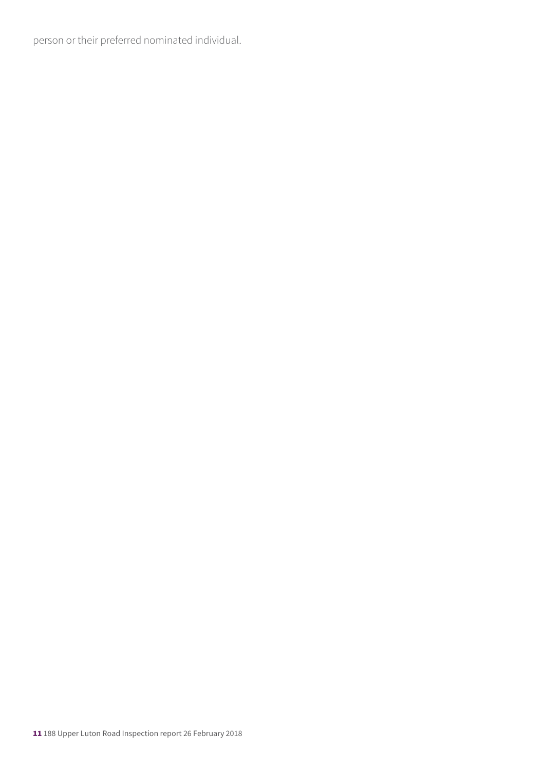person or their preferred nominated individual.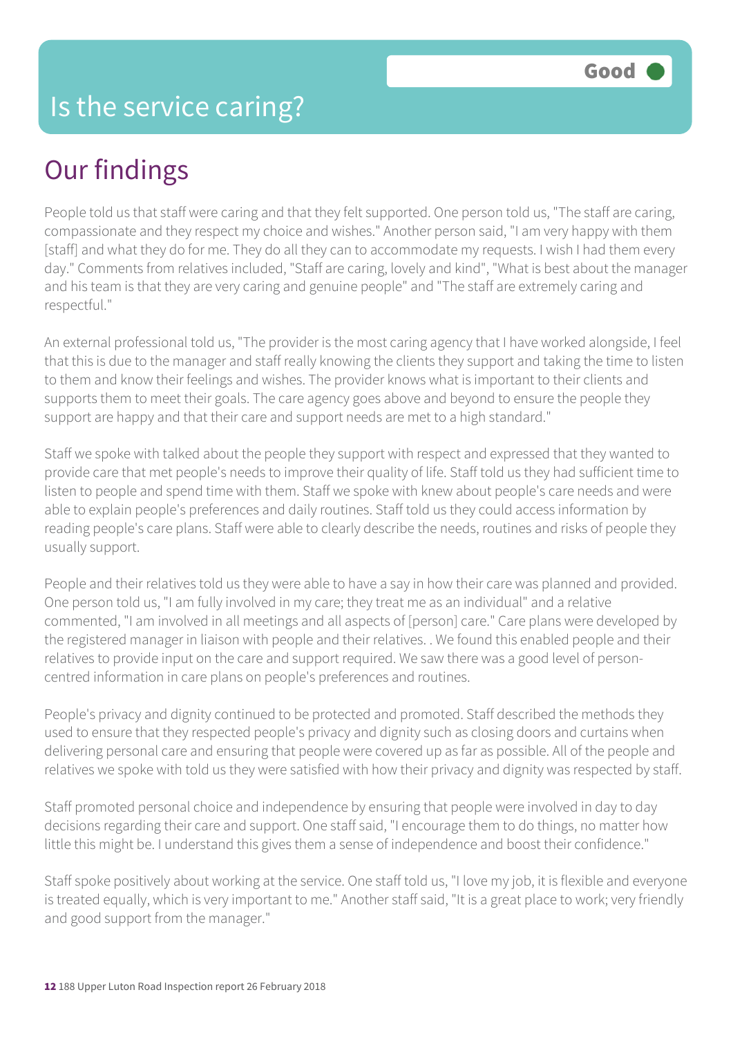# Is the service caring?

**Good**

## Our findings

People told us that staff were caring and that they felt supported. One person told us, "The staff are caring, compassionate and they respect my choice and wishes." Another person said, "I am very happy with them [staff] and what they do for me. They do all they can to accommodate my requests. I wish I had them every day." Comments from relatives included, "Staff are caring, lovely and kind", "What is best about the manager and his team is that they are very caring and genuine people" and "The staff are extremely caring and respectful."

An external professional told us, "The provider is the most caring agency that I have worked alongside, I feel that this is due to the manager and staff really knowing the clients they support and taking the time to listen to them and know their feelings and wishes. The provider knows what is important to their clients and supports them to meet their goals. The care agency goes above and beyond to ensure the people they support are happy and that their care and support needs are met to a high standard."

Staff we spoke with talked about the people they support with respect and expressed that they wanted to provide care that met people's needs to improve their quality of life. Staff told us they had sufficient time to listen to people and spend time with them. Staff we spoke with knew about people's care needs and were able to explain people's preferences and daily routines. Staff told us they could access information by reading people's care plans. Staff were able to clearly describe the needs, routines and risks of people they usually support.

People and their relatives told us they were able to have a say in how their care was planned and provided. One person told us, "I am fully involved in my care; they treat me as an individual" and a relative commented, "I am involved in all meetings and all aspects of [person] care." Care plans were developed by the registered manager in liaison with people and their relatives. . We found this enabled people and their relatives to provide input on the care and support required. We saw there was a good level of person-centred information in care plans on people's preferences and routines.

People's privacy and dignity continued to be protected and promoted. Staff described the methods they used to ensure that they respected people's privacy and dignity such as closing doors and curtains when delivering personal care and ensuring that people were covered up as far as possible. All of the people and relatives we spoke with told us they were satisfied with how their privacy and dignity was respected by staff.

Staff promoted personal choice and independence by ensuring that people were involved in day to day decisions regarding their care and support. One staff said, "I encourage them to do things, no matter how little this might be. I understand this gives them a sense of independence and boost their confidence."

Staff spoke positively about working at the service. One staff told us, "I love my job, it is flexible and everyone is treated equally, which is very important to me." Another staff said, "It is a great place to work; very friendly and good support from the manager."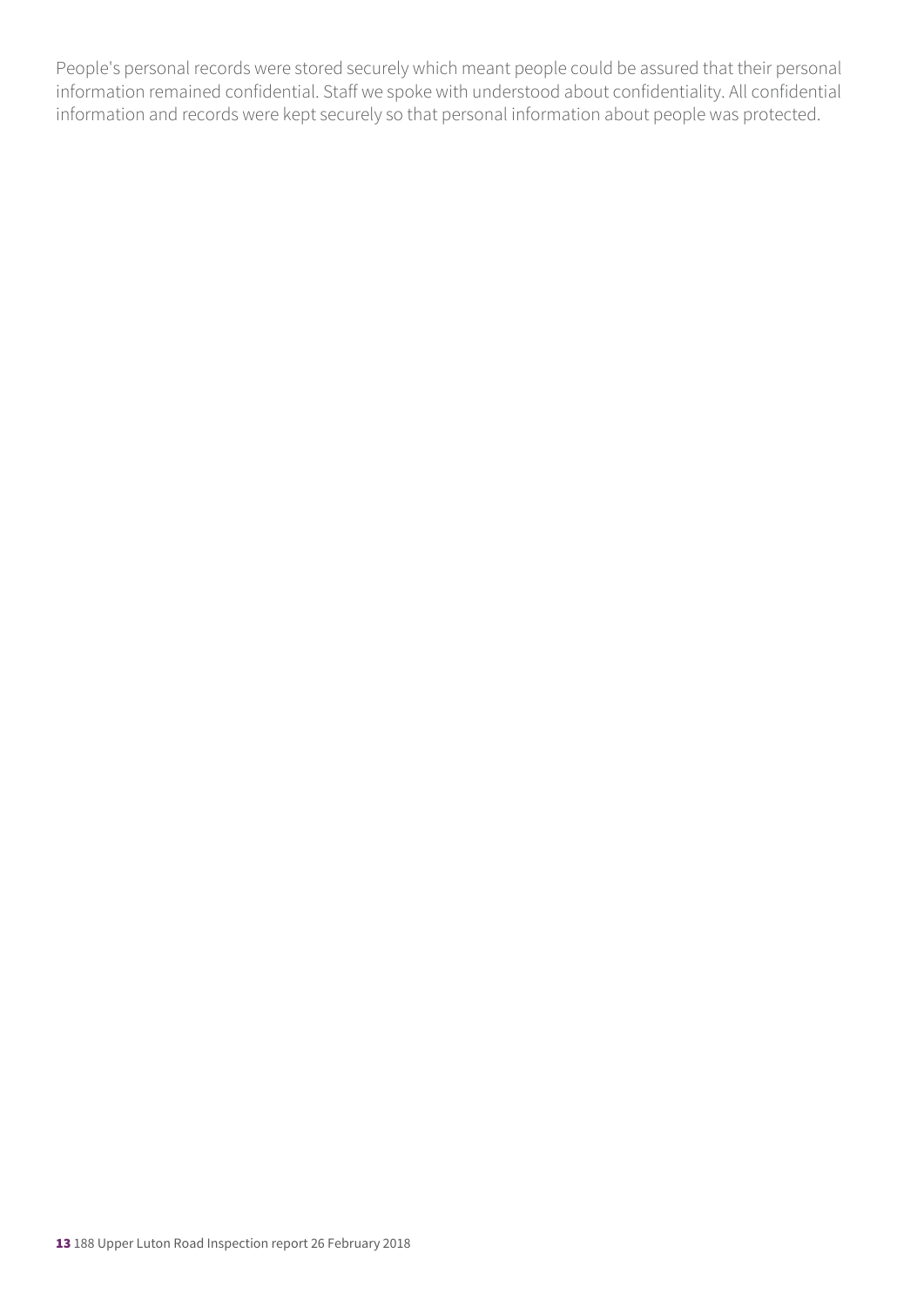People's personal records were stored securely which meant people could be assured that their personal information remained confidential. Staff we spoke with understood about confidentiality. All confidential information and records were kept securely so that personal information about people was protected.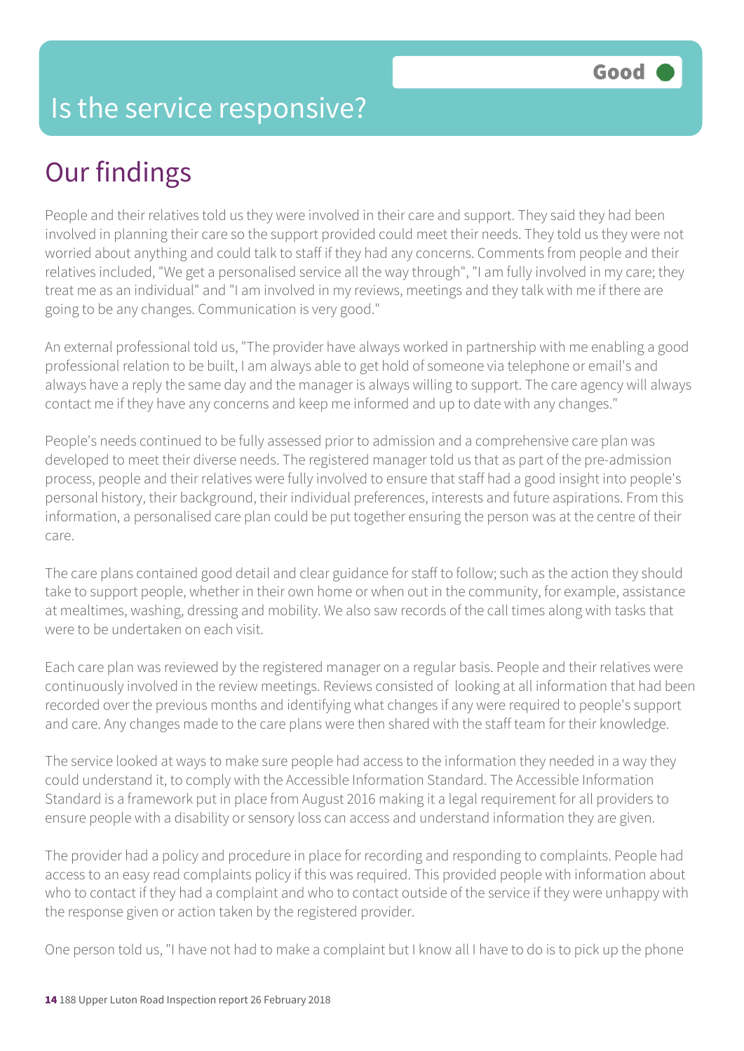# Is the service responsive?

Good

## Our findings

People and their relatives told us they were involved in their care and support. They said they had been involved in planning their care so the support provided could meet their needs. They told us they were not worried about anything and could talk to staff if they had any concerns. Comments from people and their relatives included, "We get a personalised service all the way through", "I am fully involved in my care; they treat me as an individual" and "I am involved in my reviews, meetings and they talk with me if there are going to be any changes. Communication is very good."

An external professional told us, "The provider have always worked in partnership with me enabling a good professional relation to be built, I am always able to get hold of someone via telephone or email's and always have a reply the same day and the manager is always willing to support. The care agency will always contact me if they have any concerns and keep me informed and up to date with any changes."

People's needs continued to be fully assessed prior to admission and a comprehensive care plan was developed to meet their diverse needs. The registered manager told us that as part of the pre-admission process, people and their relatives were fully involved to ensure that staff had a good insight into people's personal history, their background, their individual preferences, interests and future aspirations. From this information, a personalised care plan could be put together ensuring the person was at the centre of their care.

The care plans contained good detail and clear guidance for staff to follow; such as the action they should take to support people, whether in their own home or when out in the community, for example, assistance at mealtimes, washing, dressing and mobility. We also saw records of the call times along with tasks that were to be undertaken on each visit.

Each care plan was reviewed by the registered manager on a regular basis. People and their relatives were continuously involved in the review meetings. Reviews consisted of looking at all information that had been recorded over the previous months and identifying what changes if any were required to people's support and care. Any changes made to the care plans were then shared with the staff team for their knowledge.

The service looked at ways to make sure people had access to the information they needed in a way they could understand it, to comply with the Accessible Information Standard. The Accessible Information Standard is a framework put in place from August 2016 making it a legal requirement for all providers to ensure people with a disability or sensory loss can access and understand information they are given.

The provider had a policy and procedure in place for recording and responding to complaints. People had access to an easy read complaints policy if this was required. This provided people with information about who to contact if they had a complaint and who to contact outside of the service if they were unhappy with the response given or action taken by the registered provider.

One person told us, "I have not had to make a complaint but I know all I have to do is to pick up the phone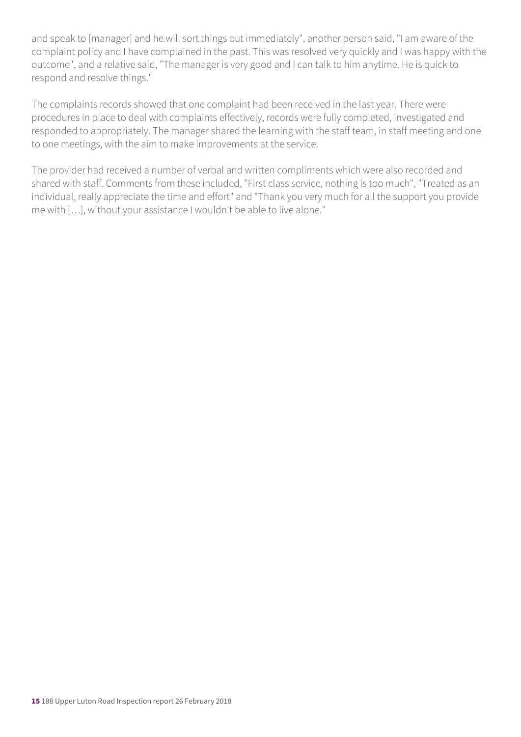and speak to [manager] and he will sort things out immediately", another person said, "I am aware of the complaint policy and I have complained in the past. This was resolved very quickly and I was happy with the outcome", and a relative said, "The manager is very good and I can talk to him anytime. He is quick to respond and resolve things."

The complaints records showed that one complaint had been received in the last year. There were procedures in place to deal with complaints effectively, records were fully completed, investigated and responded to appropriately. The manager shared the learning with the staff team, in staff meeting and one to one meetings, with the aim to make improvements at the service.

The provider had received a number of verbal and written compliments which were also recorded and shared with staff. Comments from these included, "First class service, nothing is too much", "Treated as an individual, really appreciate the time and effort" and "Thank you very much for all the support you provide me with […], without your assistance I wouldn't be able to live alone."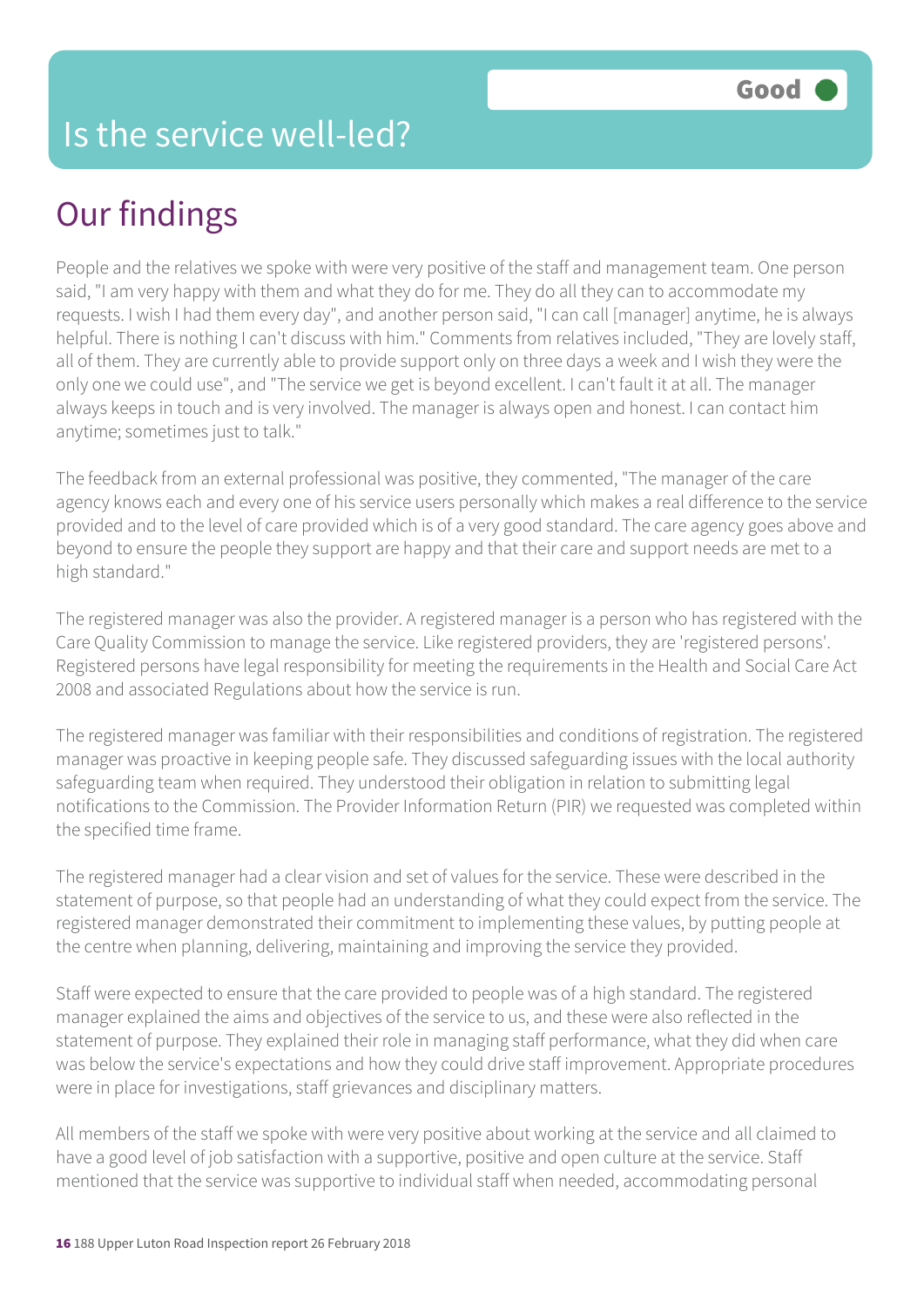Good

# Is the service well-led?

## Our findings

People and the relatives we spoke with were very positive of the staff and management team. One person said, "I am very happy with them and what they do for me. They do all they can to accommodate my requests. I wish I had them every day", and another person said, "I can call [manager] anytime, he is always helpful. There is nothing I can't discuss with him." Comments from relatives included, "They are lovely staff, all of them. They are currently able to provide support only on three days a week and I wish they were the only one we could use", and "The service we get is beyond excellent. I can't fault it at all. The manager always keeps in touch and is very involved. The manager is always open and honest. I can contact him anytime; sometimes just to talk."

The feedback from an external professional was positive, they commented, "The manager of the care agency knows each and every one of his service users personally which makes a real difference to the service provided and to the level of care provided which is of a very good standard. The care agency goes above and beyond to ensure the people they support are happy and that their care and support needs are met to a high standard."

The registered manager was also the provider. A registered manager is a person who has registered with the Care Quality Commission to manage the service. Like registered providers, they are 'registered persons'. Registered persons have legal responsibility for meeting the requirements in the Health and Social Care Act 2008 and associated Regulations about how the service is run.

The registered manager was familiar with their responsibilities and conditions of registration. The registered manager was proactive in keeping people safe. They discussed safeguarding issues with the local authority safeguarding team when required. They understood their obligation in relation to submitting legal notifications to the Commission. The Provider Information Return (PIR) we requested was completed within the specified time frame.

The registered manager had a clear vision and set of values for the service. These were described in the statement of purpose, so that people had an understanding of what they could expect from the service. The registered manager demonstrated their commitment to implementing these values, by putting people at the centre when planning, delivering, maintaining and improving the service they provided.

Staff were expected to ensure that the care provided to people was of a high standard. The registered manager explained the aims and objectives of the service to us, and these were also reflected in the statement of purpose. They explained their role in managing staff performance, what they did when care was below the service's expectations and how they could drive staff improvement. Appropriate procedures were in place for investigations, staff grievances and disciplinary matters.

All members of the staff we spoke with were very positive about working at the service and all claimed to have a good level of job satisfaction with a supportive, positive and open culture at the service. Staff mentioned that the service was supportive to individual staff when needed, accommodating personal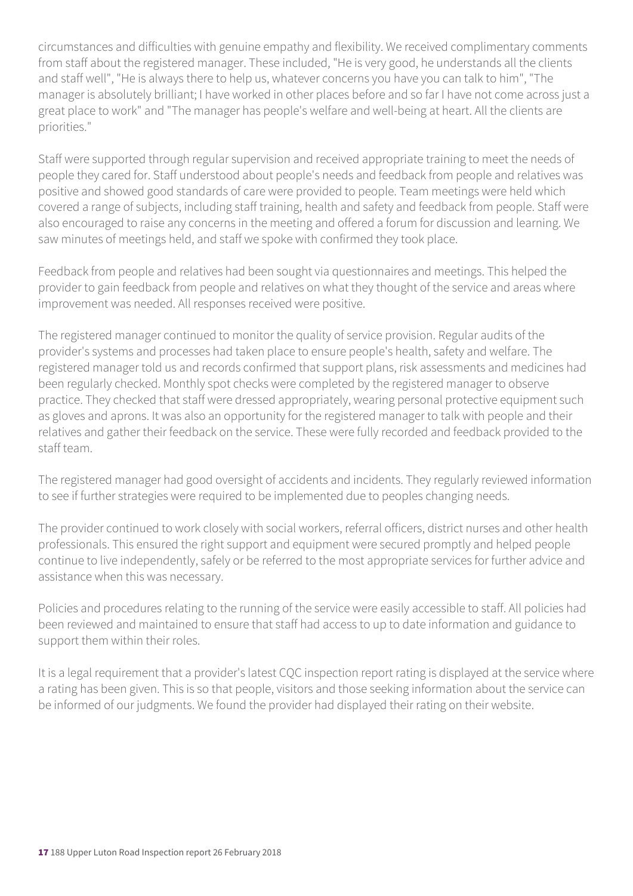circumstances and difficulties with genuine empathy and flexibility. We received complimentary comments from staff about the registered manager. These included, "He is very good, he understands all the clients and staff well", "He is always there to help us, whatever concerns you have you can talk to him", "The manager is absolutely brilliant; I have worked in other places before and so far I have not come across just a great place to work" and "The manager has people's welfare and well-being at heart. All the clients are priorities."

Staff were supported through regular supervision and received appropriate training to meet the needs of people they cared for. Staff understood about people's needs and feedback from people and relatives was positive and showed good standards of care were provided to people. Team meetings were held which covered a range of subjects, including staff training, health and safety and feedback from people. Staff were also encouraged to raise any concerns in the meeting and offered a forum for discussion and learning. We saw minutes of meetings held, and staff we spoke with confirmed they took place.

Feedback from people and relatives had been sought via questionnaires and meetings. This helped the provider to gain feedback from people and relatives on what they thought of the service and areas where improvement was needed. All responses received were positive.

The registered manager continued to monitor the quality of service provision. Regular audits of the provider's systems and processes had taken place to ensure people's health, safety and welfare. The registered manager told us and records confirmed that support plans, risk assessments and medicines had been regularly checked. Monthly spot checks were completed by the registered manager to observe practice. They checked that staff were dressed appropriately, wearing personal protective equipment such as gloves and aprons. It was also an opportunity for the registered manager to talk with people and their relatives and gather their feedback on the service. These were fully recorded and feedback provided to the staff team.

The registered manager had good oversight of accidents and incidents. They regularly reviewed information to see if further strategies were required to be implemented due to peoples changing needs.

The provider continued to work closely with social workers, referral officers, district nurses and other health professionals. This ensured the right support and equipment were secured promptly and helped people continue to live independently, safely or be referred to the most appropriate services for further advice and assistance when this was necessary.

Policies and procedures relating to the running of the service were easily accessible to staff. All policies had been reviewed and maintained to ensure that staff had access to up to date information and guidance to support them within their roles.

It is a legal requirement that a provider's latest CQC inspection report rating is displayed at the service where a rating has been given. This is so that people, visitors and those seeking information about the service can be informed of our judgments. We found the provider had displayed their rating on their website.